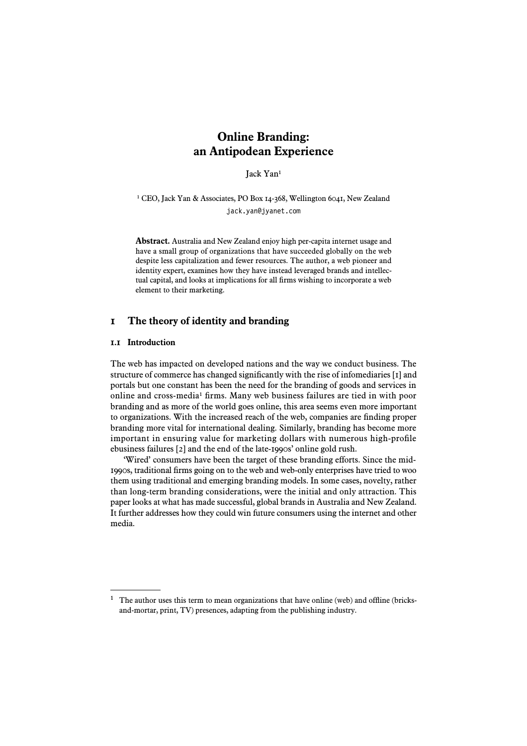# Online Branding: an Antipodean Experience

Jack Yan[1]

[1] CEO, Jack Yan & Associates, PO Box 14-368, Wellington 6041, New Zealand
jack.yan@jyanet.com

**Abstract.** Australia and New Zealand enjoy high per-capita internet usage and have a small group of organizations that have succeeded globally on the web despite less capitalization and fewer resources. The author, a web pioneer and identity expert, examines how they have instead leveraged brands and intellectual capital, and looks at implications for all firms wishing to incorporate a web element to their marketing.

## 1 The theory of identity and branding

### 1.1 Introduction

The web has impacted on developed nations and the way we conduct business. The structure of commerce has changed significantly with the rise of infomediaries [1] and portals but one constant has been the need for the branding of goods and services in online and cross-media[1] firms. Many web business failures are tied in with poor branding and as more of the world goes online, this area seems even more important to organizations. With the increased reach of the web, companies are finding proper branding more vital for international dealing. Similarly, branding has become more important in ensuring value for marketing dollars with numerous high-profile ebusiness failures [2] and the end of the late-1990s' online gold rush.

'Wired' consumers have been the target of these branding efforts. Since the mid-1990s, traditional firms going on to the web and web-only enterprises have tried to woo them using traditional and emerging branding models. In some cases, novelty, rather than long-term branding considerations, were the initial and only attraction. This paper looks at what has made successful, global brands in Australia and New Zealand. It further addresses how they could win future consumers using the internet and other media.

---

[1] The author uses this term to mean organizations that have online (web) and offline (bricks-and-mortar, print, TV) presences, adapting from the publishing industry.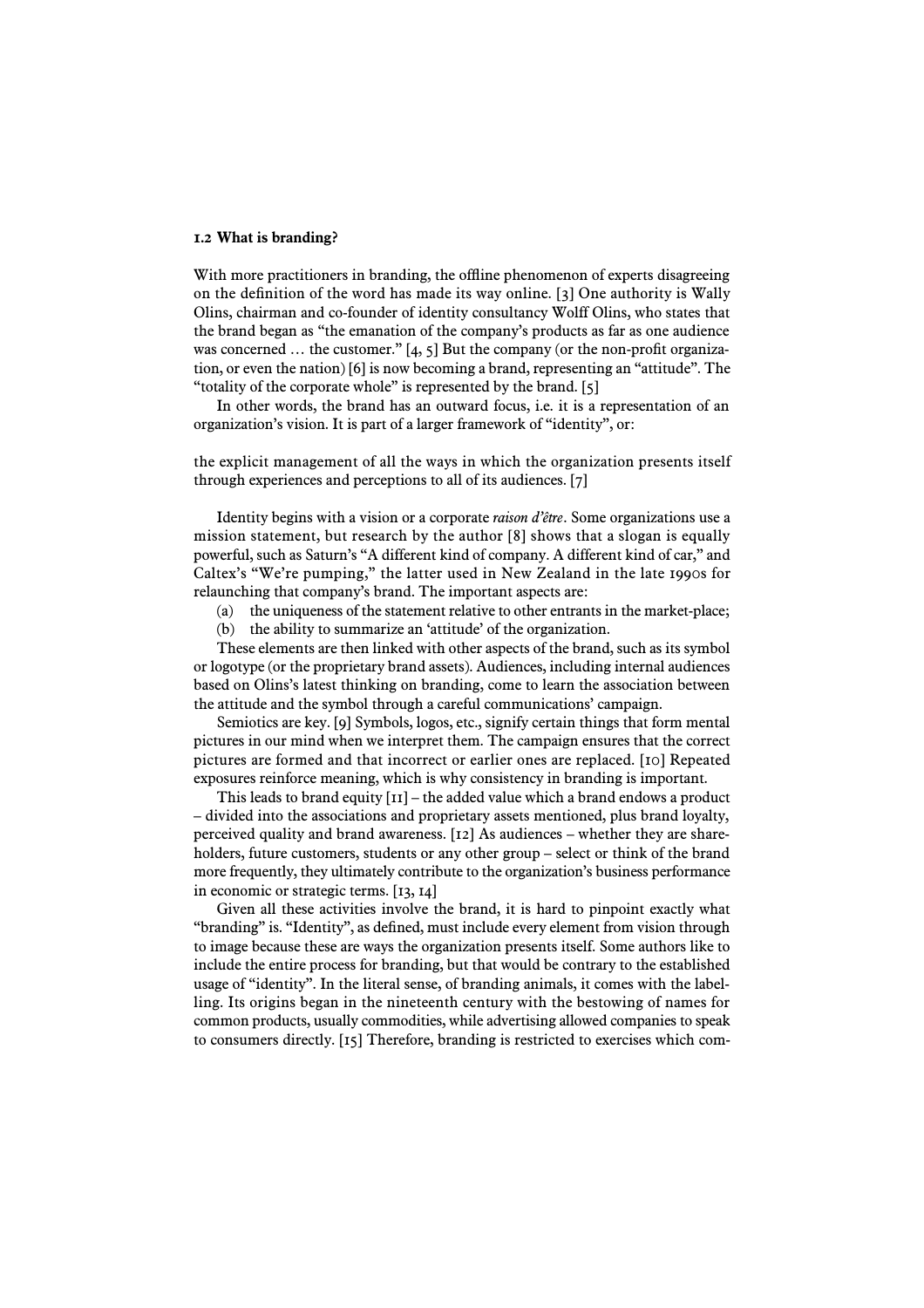### 1.2 What is branding?

With more practitioners in branding, the offline phenomenon of experts disagreeing on the definition of the word has made its way online. [3] One authority is Wally Olins, chairman and co-founder of identity consultancy Wolff Olins, who states that the brand began as "the emanation of the company's products as far as one audience was concerned … the customer." [4, 5] But the company (or the non-profit organization, or even the nation) [6] is now becoming a brand, representing an "attitude". The "totality of the corporate whole" is represented by the brand. [5]

In other words, the brand has an outward focus, i.e. it is a representation of an organization's vision. It is part of a larger framework of "identity", or:

the explicit management of all the ways in which the organization presents itself through experiences and perceptions to all of its audiences. [7]

Identity begins with a vision or a corporate *raison d'être*. Some organizations use a mission statement, but research by the author [8] shows that a slogan is equally powerful, such as Saturn's "A different kind of company. A different kind of car," and Caltex's "We're pumping," the latter used in New Zealand in the late 1990s for relaunching that company's brand. The important aspects are:

(a) the uniqueness of the statement relative to other entrants in the market-place;
(b) the ability to summarize an 'attitude' of the organization.

These elements are then linked with other aspects of the brand, such as its symbol or logotype (or the proprietary brand assets). Audiences, including internal audiences based on Olins's latest thinking on branding, come to learn the association between the attitude and the symbol through a careful communications' campaign.

Semiotics are key. [9] Symbols, logos, etc., signify certain things that form mental pictures in our mind when we interpret them. The campaign ensures that the correct pictures are formed and that incorrect or earlier ones are replaced. [10] Repeated exposures reinforce meaning, which is why consistency in branding is important.

This leads to brand equity [11] – the added value which a brand endows a product – divided into the associations and proprietary assets mentioned, plus brand loyalty, perceived quality and brand awareness. [12] As audiences – whether they are shareholders, future customers, students or any other group – select or think of the brand more frequently, they ultimately contribute to the organization's business performance in economic or strategic terms. [13, 14]

Given all these activities involve the brand, it is hard to pinpoint exactly what "branding" is. "Identity", as defined, must include every element from vision through to image because these are ways the organization presents itself. Some authors like to include the entire process for branding, but that would be contrary to the established usage of "identity". In the literal sense, of branding animals, it comes with the labelling. Its origins began in the nineteenth century with the bestowing of names for common products, usually commodities, while advertising allowed companies to speak to consumers directly. [15] Therefore, branding is restricted to exercises which com-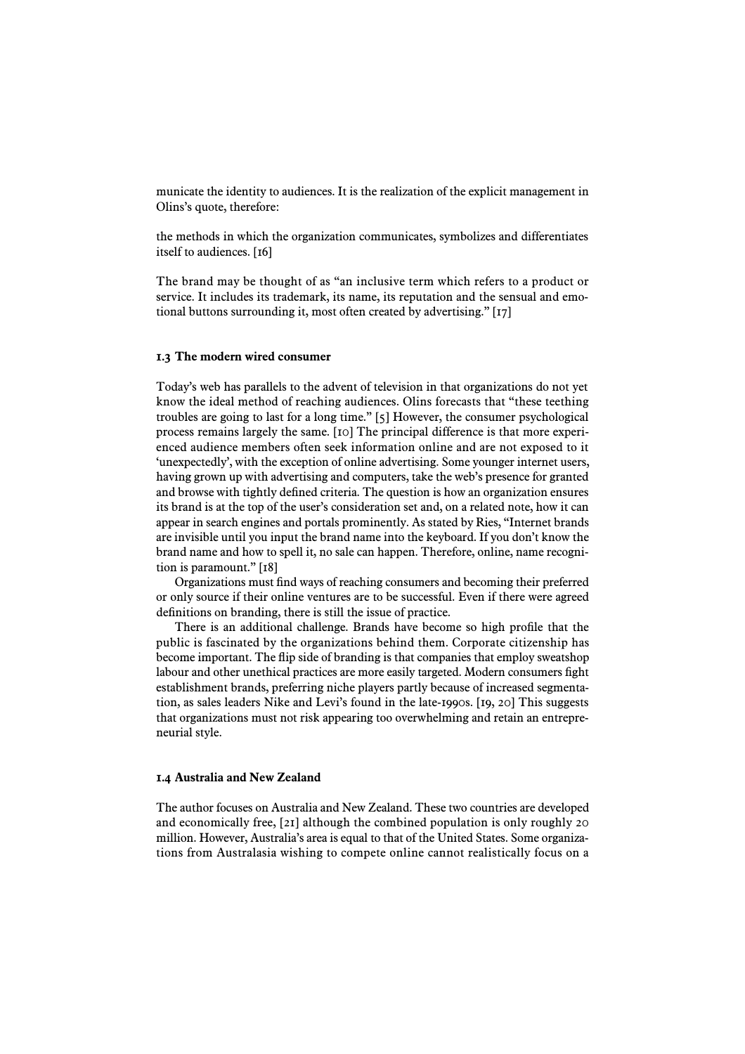municate the identity to audiences. It is the realization of the explicit management in Olins's quote, therefore:

the methods in which the organization communicates, symbolizes and differentiates itself to audiences. [16]

The brand may be thought of as "an inclusive term which refers to a product or service. It includes its trademark, its name, its reputation and the sensual and emotional buttons surrounding it, most often created by advertising." [17]

### 1.3 The modern wired consumer

Today's web has parallels to the advent of television in that organizations do not yet know the ideal method of reaching audiences. Olins forecasts that "these teething troubles are going to last for a long time." [5] However, the consumer psychological process remains largely the same. [10] The principal difference is that more experienced audience members often seek information online and are not exposed to it 'unexpectedly', with the exception of online advertising. Some younger internet users, having grown up with advertising and computers, take the web's presence for granted and browse with tightly defined criteria. The question is how an organization ensures its brand is at the top of the user's consideration set and, on a related note, how it can appear in search engines and portals prominently. As stated by Ries, "Internet brands are invisible until you input the brand name into the keyboard. If you don't know the brand name and how to spell it, no sale can happen. Therefore, online, name recognition is paramount." [18]

Organizations must find ways of reaching consumers and becoming their preferred or only source if their online ventures are to be successful. Even if there were agreed definitions on branding, there is still the issue of practice.

There is an additional challenge. Brands have become so high profile that the public is fascinated by the organizations behind them. Corporate citizenship has become important. The flip side of branding is that companies that employ sweatshop labour and other unethical practices are more easily targeted. Modern consumers fight establishment brands, preferring niche players partly because of increased segmentation, as sales leaders Nike and Levi's found in the late-1990s. [19, 20] This suggests that organizations must not risk appearing too overwhelming and retain an entrepreneurial style.

### 1.4 Australia and New Zealand

The author focuses on Australia and New Zealand. These two countries are developed and economically free, [21] although the combined population is only roughly 20 million. However, Australia's area is equal to that of the United States. Some organizations from Australasia wishing to compete online cannot realistically focus on a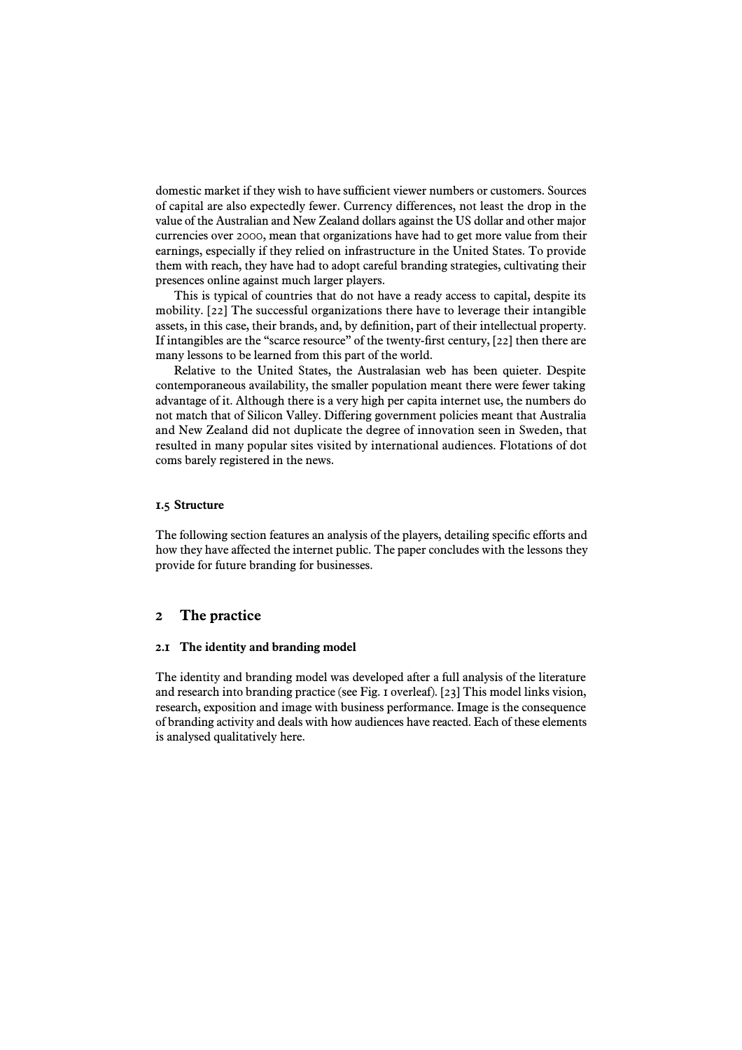domestic market if they wish to have sufficient viewer numbers or customers. Sources of capital are also expectedly fewer. Currency differences, not least the drop in the value of the Australian and New Zealand dollars against the US dollar and other major currencies over 2000, mean that organizations have had to get more value from their earnings, especially if they relied on infrastructure in the United States. To provide them with reach, they have had to adopt careful branding strategies, cultivating their presences online against much larger players.

This is typical of countries that do not have a ready access to capital, despite its mobility. [22] The successful organizations there have to leverage their intangible assets, in this case, their brands, and, by definition, part of their intellectual property. If intangibles are the "scarce resource" of the twenty-first century, [22] then there are many lessons to be learned from this part of the world.

Relative to the United States, the Australasian web has been quieter. Despite contemporaneous availability, the smaller population meant there were fewer taking advantage of it. Although there is a very high per capita internet use, the numbers do not match that of Silicon Valley. Differing government policies meant that Australia and New Zealand did not duplicate the degree of innovation seen in Sweden, that resulted in many popular sites visited by international audiences. Flotations of dot coms barely registered in the news.

### 1.5 Structure

The following section features an analysis of the players, detailing specific efforts and how they have affected the internet public. The paper concludes with the lessons they provide for future branding for businesses.

## 2 The practice

### 2.1 The identity and branding model

The identity and branding model was developed after a full analysis of the literature and research into branding practice (see Fig. 1 overleaf). [23] This model links vision, research, exposition and image with business performance. Image is the consequence of branding activity and deals with how audiences have reacted. Each of these elements is analysed qualitatively here.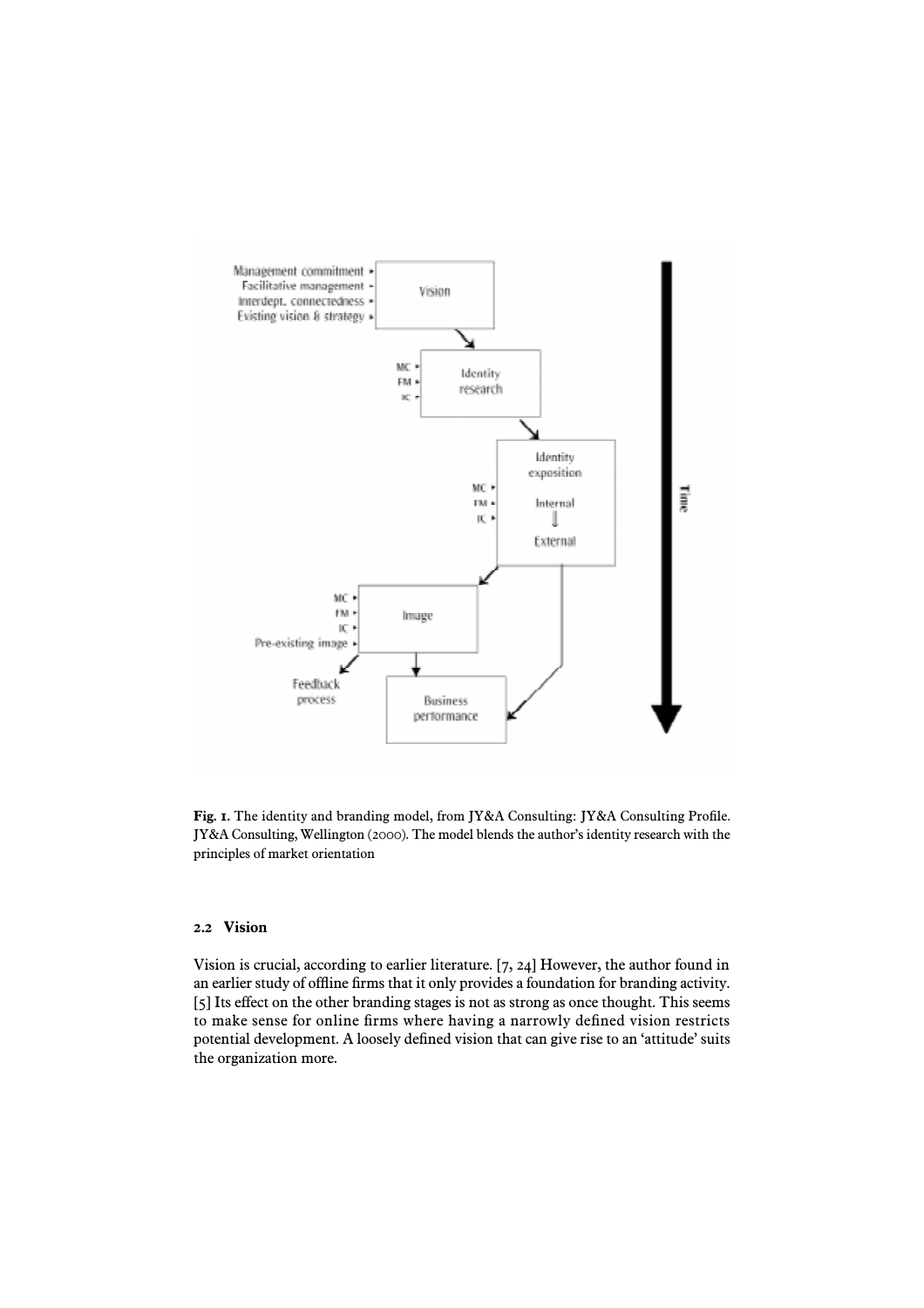**Fig. 1.** The identity and branding model, from JY&A Consulting: JY&A Consulting Profile. JY&A Consulting, Wellington (2000). The model blends the author's identity research with the principles of market orientation

### 2.2 Vision

Vision is crucial, according to earlier literature. [7, 24] However, the author found in an earlier study of offline firms that it only provides a foundation for branding activity. [5] Its effect on the other branding stages is not as strong as once thought. This seems to make sense for online firms where having a narrowly defined vision restricts potential development. A loosely defined vision that can give rise to an 'attitude' suits the organization more.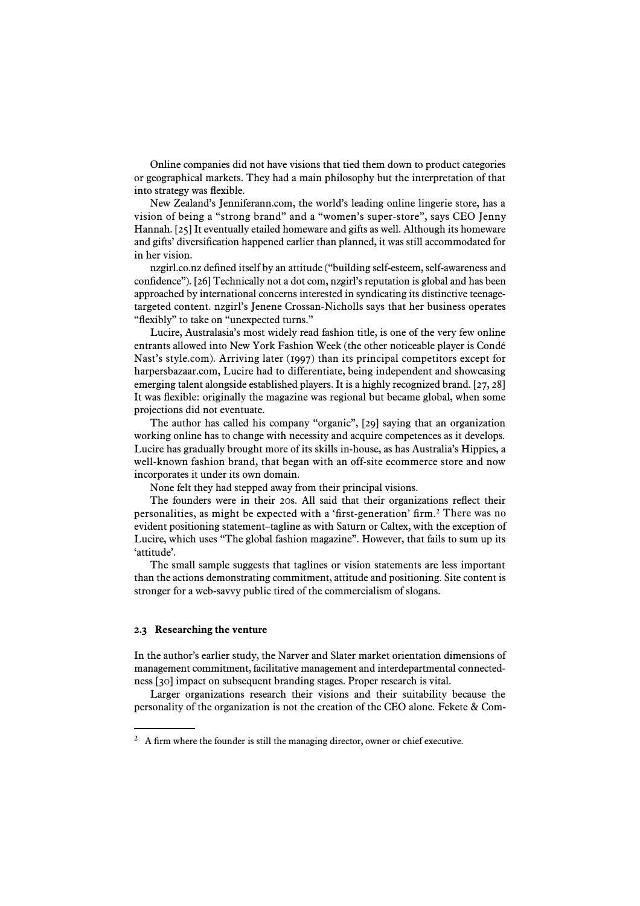Online companies did not have visions that tied them down to product categories or geographical markets. They had a main philosophy but the interpretation of that into strategy was flexible.

New Zealand's Jenniferann.com, the world's leading online lingerie store, has a vision of being a "strong brand" and a "women's super-store", says CEO Jenny Hannah. [25] It eventually etailed homeware and gifts as well. Although its homeware and gifts' diversification happened earlier than planned, it was still accommodated for in her vision.

nzgirl.co.nz defined itself by an attitude ("building self-esteem, self-awareness and confidence"). [26] Technically not a dot com, nzgirl's reputation is global and has been approached by international concerns interested in syndicating its distinctive teenage-targeted content. nzgirl's Jenene Crossan-Nicholls says that her business operates "flexibly" to take on "unexpected turns."

Lucire, Australasia's most widely read fashion title, is one of the very few online entrants allowed into New York Fashion Week (the other noticeable player is Condé Nast's style.com). Arriving later (1997) than its principal competitors except for harpersbazaar.com, Lucire had to differentiate, being independent and showcasing emerging talent alongside established players. It is a highly recognized brand. [27, 28] It was flexible: originally the magazine was regional but became global, when some projections did not eventuate.

The author has called his company "organic", [29] saying that an organization working online has to change with necessity and acquire competences as it develops. Lucire has gradually brought more of its skills in-house, as has Australia's Hippies, a well-known fashion brand, that began with an off-site ecommerce store and now incorporates it under its own domain.

None felt they had stepped away from their principal visions.

The founders were in their 20s. All said that their organizations reflect their personalities, as might be expected with a 'first-generation' firm.[2] There was no evident positioning statement–tagline as with Saturn or Caltex, with the exception of Lucire, which uses "The global fashion magazine". However, that fails to sum up its 'attitude'.

The small sample suggests that taglines or vision statements are less important than the actions demonstrating commitment, attitude and positioning. Site content is stronger for a web-savvy public tired of the commercialism of slogans.

### 2.3 Researching the venture

In the author's earlier study, the Narver and Slater market orientation dimensions of management commitment, facilitative management and interdepartmental connectedness [30] impact on subsequent branding stages. Proper research is vital.

Larger organizations research their visions and their suitability because the personality of the organization is not the creation of the CEO alone. Fekete & Com-

---

[2] A firm where the founder is still the managing director, owner or chief executive.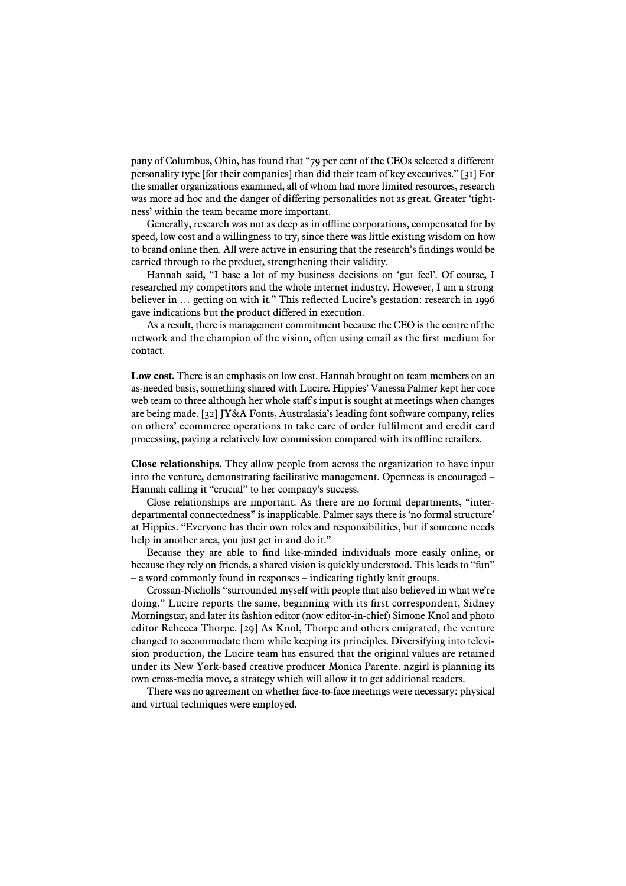pany of Columbus, Ohio, has found that "79 per cent of the CEOs selected a different personality type [for their companies] than did their team of key executives." [31] For the smaller organizations examined, all of whom had more limited resources, research was more ad hoc and the danger of differing personalities not as great. Greater 'tightness' within the team became more important.

Generally, research was not as deep as in offline corporations, compensated for by speed, low cost and a willingness to try, since there was little existing wisdom on how to brand online then. All were active in ensuring that the research's findings would be carried through to the product, strengthening their validity.

Hannah said, "I base a lot of my business decisions on 'gut feel'. Of course, I researched my competitors and the whole internet industry. However, I am a strong believer in … getting on with it." This reflected Lucire's gestation: research in 1996 gave indications but the product differed in execution.

As a result, there is management commitment because the CEO is the centre of the network and the champion of the vision, often using email as the first medium for contact.

**Low cost.** There is an emphasis on low cost. Hannah brought on team members on an as-needed basis, something shared with Lucire. Hippies' Vanessa Palmer kept her core web team to three although her whole staff's input is sought at meetings when changes are being made. [32] JY&A Fonts, Australasia's leading font software company, relies on others' ecommerce operations to take care of order fulfilment and credit card processing, paying a relatively low commission compared with its offline retailers.

**Close relationships.** They allow people from across the organization to have input into the venture, demonstrating facilitative management. Openness is encouraged – Hannah calling it "crucial" to her company's success.

Close relationships are important. As there are no formal departments, "interdepartmental connectedness" is inapplicable. Palmer says there is 'no formal structure' at Hippies. "Everyone has their own roles and responsibilities, but if someone needs help in another area, you just get in and do it."

Because they are able to find like-minded individuals more easily online, or because they rely on friends, a shared vision is quickly understood. This leads to "fun" – a word commonly found in responses – indicating tightly knit groups.

Crossan-Nicholls "surrounded myself with people that also believed in what we're doing." Lucire reports the same, beginning with its first correspondent, Sidney Morningstar, and later its fashion editor (now editor-in-chief) Simone Knol and photo editor Rebecca Thorpe. [29] As Knol, Thorpe and others emigrated, the venture changed to accommodate them while keeping its principles. Diversifying into television production, the Lucire team has ensured that the original values are retained under its New York-based creative producer Monica Parente. nzgirl is planning its own cross-media move, a strategy which will allow it to get additional readers.

There was no agreement on whether face-to-face meetings were necessary: physical and virtual techniques were employed.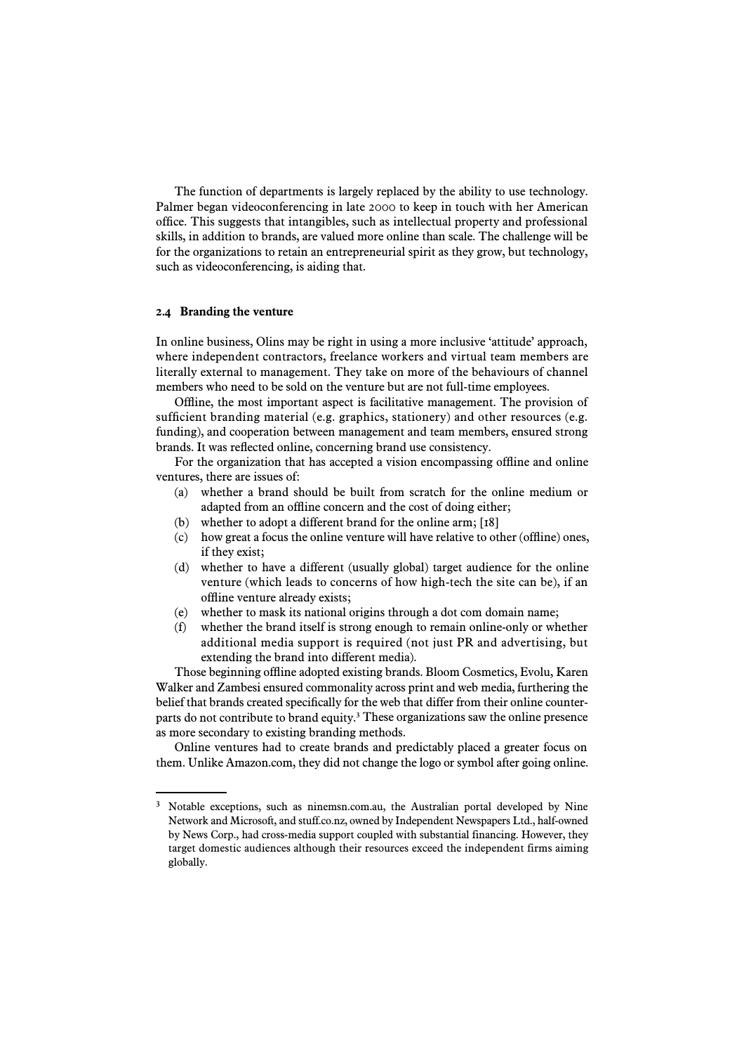The function of departments is largely replaced by the ability to use technology. Palmer began videoconferencing in late 2000 to keep in touch with her American office. This suggests that intangibles, such as intellectual property and professional skills, in addition to brands, are valued more online than scale. The challenge will be for the organizations to retain an entrepreneurial spirit as they grow, but technology, such as videoconferencing, is aiding that.

## 2.4 Branding the venture

In online business, Olins may be right in using a more inclusive 'attitude' approach, where independent contractors, freelance workers and virtual team members are literally external to management. They take on more of the behaviours of channel members who need to be sold on the venture but are not full-time employees.

Offline, the most important aspect is facilitative management. The provision of sufficient branding material (e.g. graphics, stationery) and other resources (e.g. funding), and cooperation between management and team members, ensured strong brands. It was reflected online, concerning brand use consistency.

For the organization that has accepted a vision encompassing offline and online ventures, there are issues of:

(a) whether a brand should be built from scratch for the online medium or adapted from an offline concern and the cost of doing either;
(b) whether to adopt a different brand for the online arm; [18]
(c) how great a focus the online venture will have relative to other (offline) ones, if they exist;
(d) whether to have a different (usually global) target audience for the online venture (which leads to concerns of how high-tech the site can be), if an offline venture already exists;
(e) whether to mask its national origins through a dot com domain name;
(f) whether the brand itself is strong enough to remain online-only or whether additional media support is required (not just PR and advertising, but extending the brand into different media).

Those beginning offline adopted existing brands. Bloom Cosmetics, Evolu, Karen Walker and Zambesi ensured commonality across print and web media, furthering the belief that brands created specifically for the web that differ from their online counterparts do not contribute to brand equity.[3] These organizations saw the online presence as more secondary to existing branding methods.

Online ventures had to create brands and predictably placed a greater focus on them. Unlike Amazon.com, they did not change the logo or symbol after going online.

---

[3] Notable exceptions, such as ninemsn.com.au, the Australian portal developed by Nine Network and Microsoft, and stuff.co.nz, owned by Independent Newspapers Ltd., half-owned by News Corp., had cross-media support coupled with substantial financing. However, they target domestic audiences although their resources exceed the independent firms aiming globally.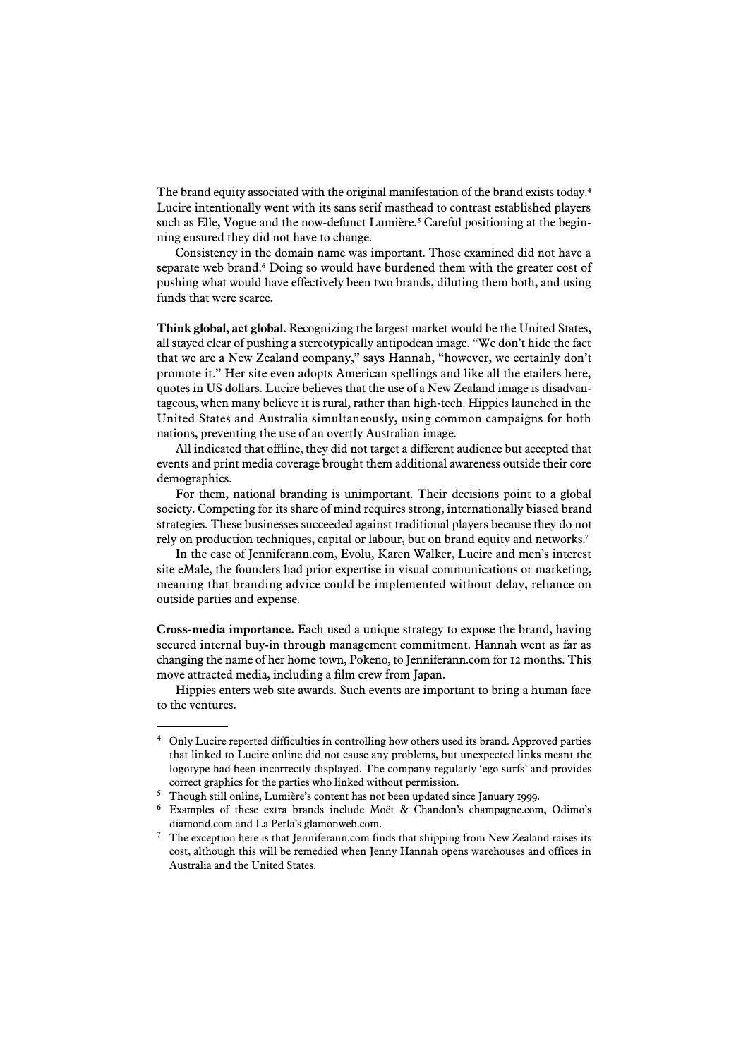The brand equity associated with the original manifestation of the brand exists today.[4] Lucire intentionally went with its sans serif masthead to contrast established players such as Elle, Vogue and the now-defunct Lumière.[5] Careful positioning at the beginning ensured they did not have to change.

Consistency in the domain name was important. Those examined did not have a separate web brand.[6] Doing so would have burdened them with the greater cost of pushing what would have effectively been two brands, diluting them both, and using funds that were scarce.

**Think global, act global.** Recognizing the largest market would be the United States, all stayed clear of pushing a stereotypically antipodean image. "We don't hide the fact that we are a New Zealand company," says Hannah, "however, we certainly don't promote it." Her site even adopts American spellings and like all the etailers here, quotes in US dollars. Lucire believes that the use of a New Zealand image is disadvantageous, when many believe it is rural, rather than high-tech. Hippies launched in the United States and Australia simultaneously, using common campaigns for both nations, preventing the use of an overtly Australian image.

All indicated that offline, they did not target a different audience but accepted that events and print media coverage brought them additional awareness outside their core demographics.

For them, national branding is unimportant. Their decisions point to a global society. Competing for its share of mind requires strong, internationally biased brand strategies. These businesses succeeded against traditional players because they do not rely on production techniques, capital or labour, but on brand equity and networks.[7]

In the case of Jenniferann.com, Evolu, Karen Walker, Lucire and men's interest site eMale, the founders had prior expertise in visual communications or marketing, meaning that branding advice could be implemented without delay, reliance on outside parties and expense.

**Cross-media importance.** Each used a unique strategy to expose the brand, having secured internal buy-in through management commitment. Hannah went as far as changing the name of her home town, Pokeno, to Jenniferann.com for 12 months. This move attracted media, including a film crew from Japan.

Hippies enters web site awards. Such events are important to bring a human face to the ventures.

---

[4] Only Lucire reported difficulties in controlling how others used its brand. Approved parties that linked to Lucire online did not cause any problems, but unexpected links meant the logotype had been incorrectly displayed. The company regularly 'ego surfs' and provides correct graphics for the parties who linked without permission.

[5] Though still online, Lumière's content has not been updated since January 1999.

[6] Examples of these extra brands include Moët & Chandon's champagne.com, Odimo's diamond.com and La Perla's glamonweb.com.

[7] The exception here is that Jenniferann.com finds that shipping from New Zealand raises its cost, although this will be remedied when Jenny Hannah opens warehouses and offices in Australia and the United States.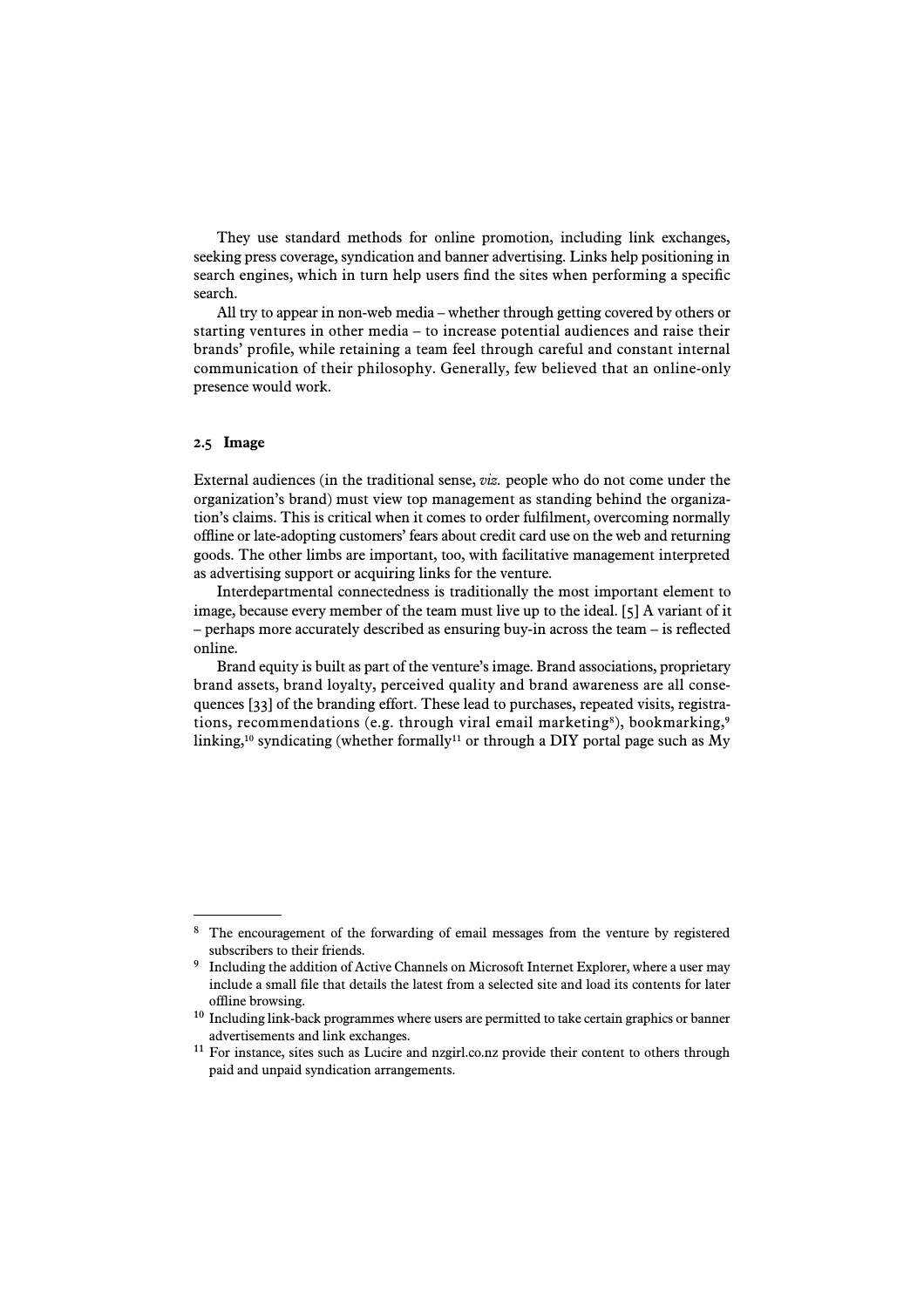They use standard methods for online promotion, including link exchanges, seeking press coverage, syndication and banner advertising. Links help positioning in search engines, which in turn help users find the sites when performing a specific search.

All try to appear in non-web media – whether through getting covered by others or starting ventures in other media – to increase potential audiences and raise their brands' profile, while retaining a team feel through careful and constant internal communication of their philosophy. Generally, few believed that an online-only presence would work.

### 2.5 Image

External audiences (in the traditional sense, *viz.* people who do not come under the organization's brand) must view top management as standing behind the organization's claims. This is critical when it comes to order fulfilment, overcoming normally offline or late-adopting customers' fears about credit card use on the web and returning goods. The other limbs are important, too, with facilitative management interpreted as advertising support or acquiring links for the venture.

Interdepartmental connectedness is traditionally the most important element to image, because every member of the team must live up to the ideal. [5] A variant of it – perhaps more accurately described as ensuring buy-in across the team – is reflected online.

Brand equity is built as part of the venture's image. Brand associations, proprietary brand assets, brand loyalty, perceived quality and brand awareness are all consequences [33] of the branding effort. These lead to purchases, repeated visits, registrations, recommendations (e.g. through viral email marketing[8]), bookmarking,[9] linking,[10] syndicating (whether formally[11] or through a DIY portal page such as My

---

[8] The encouragement of the forwarding of email messages from the venture by registered subscribers to their friends.

[9] Including the addition of Active Channels on Microsoft Internet Explorer, where a user may include a small file that details the latest from a selected site and load its contents for later offline browsing.

[10] Including link-back programmes where users are permitted to take certain graphics or banner advertisements and link exchanges.

[11] For instance, sites such as Lucire and nzgirl.co.nz provide their content to others through paid and unpaid syndication arrangements.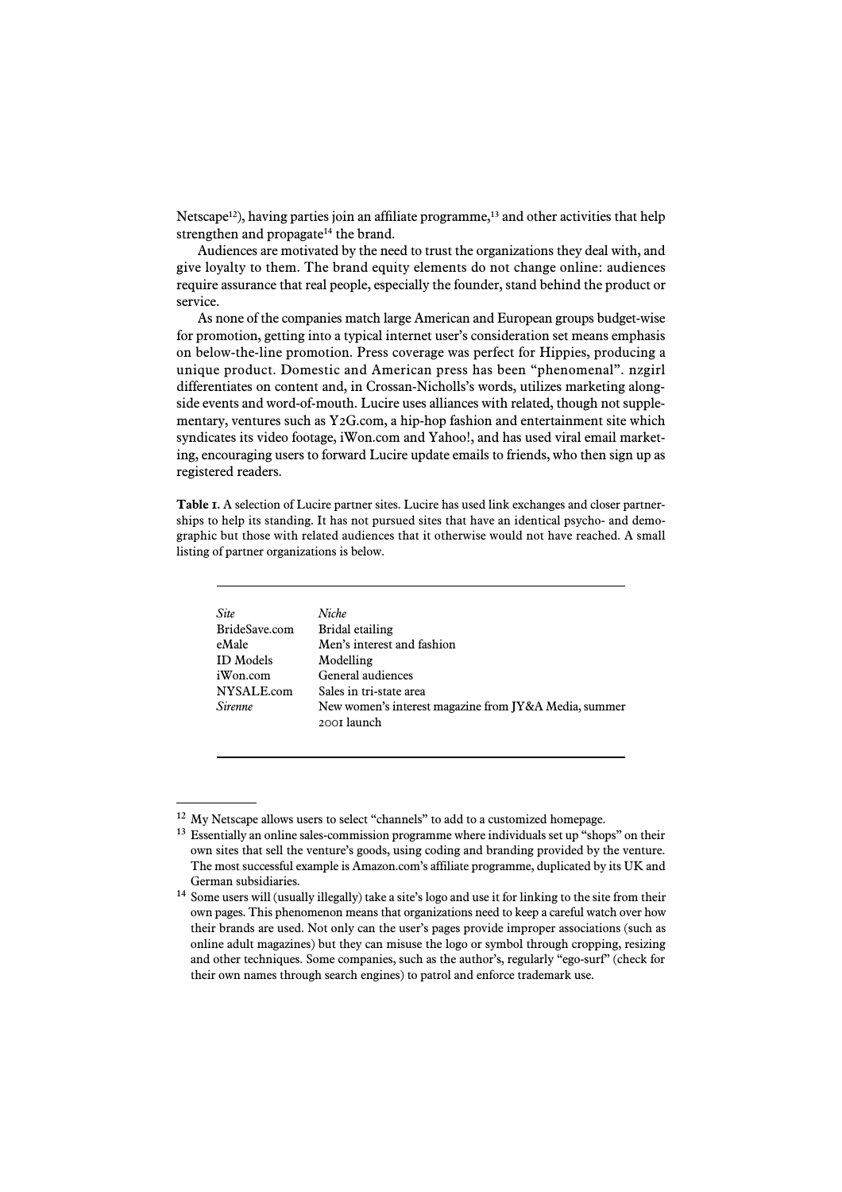Netscape[12]), having parties join an affiliate programme,[13] and other activities that help strengthen and propagate[14] the brand.

Audiences are motivated by the need to trust the organizations they deal with, and give loyalty to them. The brand equity elements do not change online: audiences require assurance that real people, especially the founder, stand behind the product or service.

As none of the companies match large American and European groups budget-wise for promotion, getting into a typical internet user's consideration set means emphasis on below-the-line promotion. Press coverage was perfect for Hippies, producing a unique product. Domestic and American press has been "phenomenal". nzgirl differentiates on content and, in Crossan-Nicholls's words, utilizes marketing alongside events and word-of-mouth. Lucire uses alliances with related, though not supplementary, ventures such as Y2G.com, a hip-hop fashion and entertainment site which syndicates its video footage, iWon.com and Yahoo!, and has used viral email marketing, encouraging users to forward Lucire update emails to friends, who then sign up as registered readers.

**Table 1.** A selection of Lucire partner sites. Lucire has used link exchanges and closer partnerships to help its standing. It has not pursued sites that have an identical psycho- and demographic but those with related audiences that it otherwise would not have reached. A small listing of partner organizations is below.

| *Site* | *Niche* |
|---|---|
| BrideSave.com | Bridal etailing |
| eMale | Men's interest and fashion |
| ID Models | Modelling |
| iWon.com | General audiences |
| NYSALE.com | Sales in tri-state area |
| *Sirenne* | New women's interest magazine from JY&A Media, summer 2001 launch |

[12] My Netscape allows users to select "channels" to add to a customized homepage.

[13] Essentially an online sales-commission programme where individuals set up "shops" on their own sites that sell the venture's goods, using coding and branding provided by the venture. The most successful example is Amazon.com's affiliate programme, duplicated by its UK and German subsidiaries.

[14] Some users will (usually illegally) take a site's logo and use it for linking to the site from their own pages. This phenomenon means that organizations need to keep a careful watch over how their brands are used. Not only can the user's pages provide improper associations (such as online adult magazines) but they can misuse the logo or symbol through cropping, resizing and other techniques. Some companies, such as the author's, regularly "ego-surf" (check for their own names through search engines) to patrol and enforce trademark use.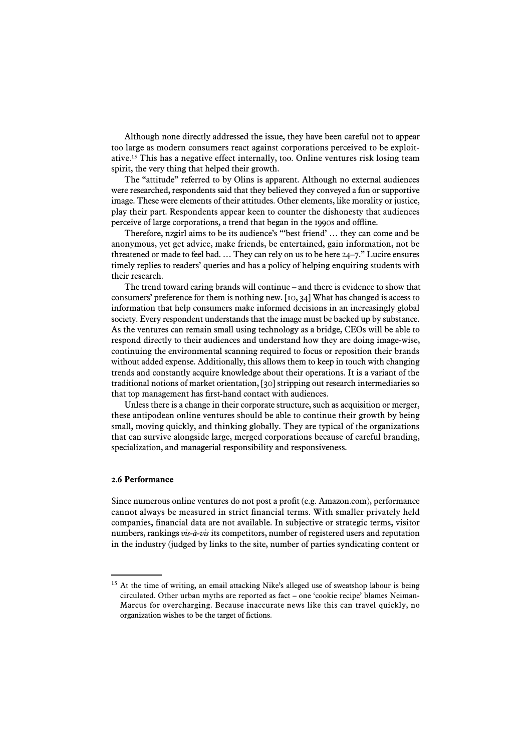Although none directly addressed the issue, they have been careful not to appear too large as modern consumers react against corporations perceived to be exploitative.[15] This has a negative effect internally, too. Online ventures risk losing team spirit, the very thing that helped their growth.

The "attitude" referred to by Olins is apparent. Although no external audiences were researched, respondents said that they believed they conveyed a fun or supportive image. These were elements of their attitudes. Other elements, like morality or justice, play their part. Respondents appear keen to counter the dishonesty that audiences perceive of large corporations, a trend that began in the 1990s and offline.

Therefore, nzgirl aims to be its audience's "'best friend' … they can come and be anonymous, yet get advice, make friends, be entertained, gain information, not be threatened or made to feel bad. … They can rely on us to be here 24–7." Lucire ensures timely replies to readers' queries and has a policy of helping enquiring students with their research.

The trend toward caring brands will continue – and there is evidence to show that consumers' preference for them is nothing new. [10, 34] What has changed is access to information that help consumers make informed decisions in an increasingly global society. Every respondent understands that the image must be backed up by substance. As the ventures can remain small using technology as a bridge, CEOs will be able to respond directly to their audiences and understand how they are doing image-wise, continuing the environmental scanning required to focus or reposition their brands without added expense. Additionally, this allows them to keep in touch with changing trends and constantly acquire knowledge about their operations. It is a variant of the traditional notions of market orientation, [30] stripping out research intermediaries so that top management has first-hand contact with audiences.

Unless there is a change in their corporate structure, such as acquisition or merger, these antipodean online ventures should be able to continue their growth by being small, moving quickly, and thinking globally. They are typical of the organizations that can survive alongside large, merged corporations because of careful branding, specialization, and managerial responsibility and responsiveness.

### 2.6 Performance

Since numerous online ventures do not post a profit (e.g. Amazon.com), performance cannot always be measured in strict financial terms. With smaller privately held companies, financial data are not available. In subjective or strategic terms, visitor numbers, rankings *vis-à-vis* its competitors, number of registered users and reputation in the industry (judged by links to the site, number of parties syndicating content or

---

[15] At the time of writing, an email attacking Nike's alleged use of sweatshop labour is being circulated. Other urban myths are reported as fact – one 'cookie recipe' blames Neiman-Marcus for overcharging. Because inaccurate news like this can travel quickly, no organization wishes to be the target of fictions.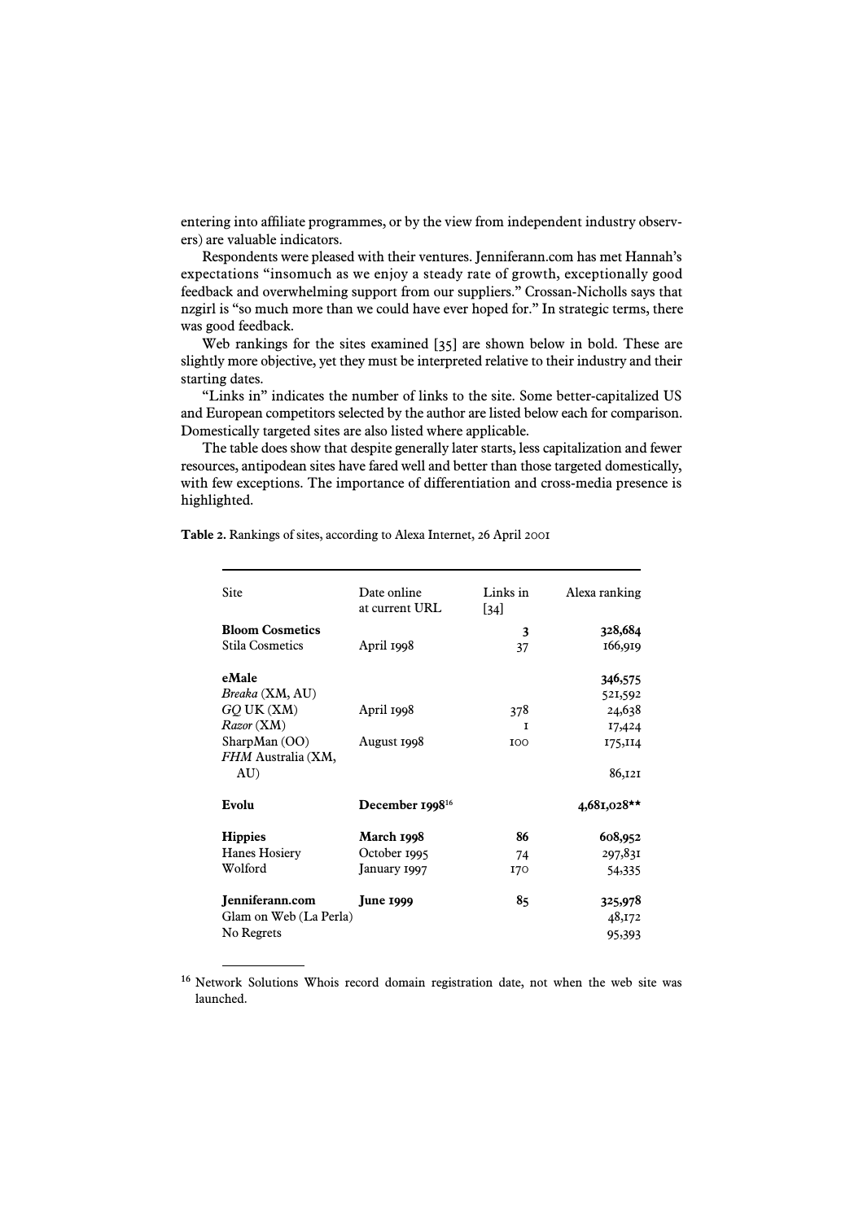entering into affiliate programmes, or by the view from independent industry observers) are valuable indicators.

Respondents were pleased with their ventures. Jenniferann.com has met Hannah's expectations "insomuch as we enjoy a steady rate of growth, exceptionally good feedback and overwhelming support from our suppliers." Crossan-Nicholls says that nzgirl is "so much more than we could have ever hoped for." In strategic terms, there was good feedback.

Web rankings for the sites examined [35] are shown below in bold. These are slightly more objective, yet they must be interpreted relative to their industry and their starting dates.

"Links in" indicates the number of links to the site. Some better-capitalized US and European competitors selected by the author are listed below each for comparison. Domestically targeted sites are also listed where applicable.

The table does show that despite generally later starts, less capitalization and fewer resources, antipodean sites have fared well and better than those targeted domestically, with few exceptions. The importance of differentiation and cross-media presence is highlighted.

**Table 2.** Rankings of sites, according to Alexa Internet, 26 April 2001

| Site | Date online at current URL | Links in [34] | Alexa ranking |
|---|---|---|---|
| **Bloom Cosmetics** | | **3** | **328,684** |
| Stila Cosmetics | April 1998 | 37 | 166,919 |
| **eMale** | | | **346,575** |
| *Breaka* (XM, AU) | | | 521,592 |
| *GQ* UK (XM) | April 1998 | 378 | 24,638 |
| *Razor* (XM) | | 1 | 17,424 |
| SharpMan (OO) | August 1998 | 100 | 175,114 |
| *FHM* Australia (XM, AU) | | | 86,121 |
| **Evolu** | **December 1998**[16] | | **4,681,028\*\*** |
| **Hippies** | **March 1998** | **86** | **608,952** |
| Hanes Hosiery | October 1995 | 74 | 297,831 |
| Wolford | January 1997 | 170 | 54,335 |
| **Jenniferann.com** | **June 1999** | **85** | **325,978** |
| Glam on Web (La Perla) | | | 48,172 |
| No Regrets | | | 95,393 |

[16] Network Solutions Whois record domain registration date, not when the web site was launched.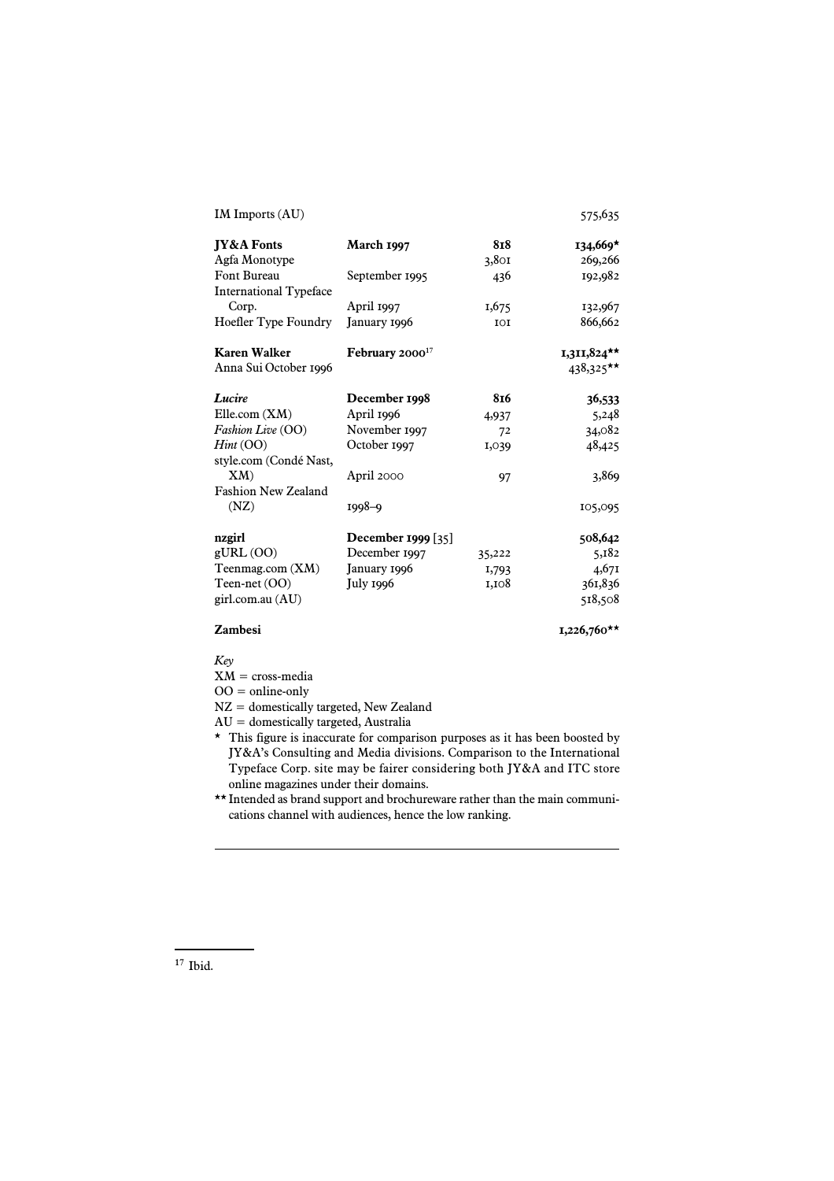| | | | |
|---|---|---|---|
| IM Imports (AU) | | | 575,635 |
| **JY&A Fonts** | **March 1997** | **818** | **134,669***|
| Agfa Monotype | | 3,801 | 269,266 |
| Font Bureau | September 1995 | 436 | 192,982 |
| International Typeface Corp. | April 1997 | 1,675 | 132,967 |
| Hoefler Type Foundry | January 1996 | 101 | 866,662 |
| **Karen Walker** | **February 2000**[17] | | **1,311,824** ** |
| Anna Sui October 1996 | | | 438,325** |
| ***Lucire*** | **December 1998** | **816** | **36,533** |
| Elle.com (XM) | April 1996 | 4,937 | 5,248 |
| *Fashion Live* (OO) | November 1997 | 72 | 34,082 |
| *Hint* (OO) | October 1997 | 1,039 | 48,425 |
| style.com (Condé Nast, XM) | April 2000 | 97 | 3,869 |
| Fashion New Zealand (NZ) | 1998–9 | | 105,095 |
| **nzgirl** | **December 1999** [35] | | **508,642** |
| gURL (OO) | December 1997 | 35,222 | 5,182 |
| Teenmag.com (XM) | January 1996 | 1,793 | 4,671 |
| Teen-net (OO) | July 1996 | 1,108 | 361,836 |
| girl.com.au (AU) | | | 518,508 |
| **Zambesi** | | | **1,226,760** ** |

*Key*

XM = cross-media

OO = online-only

NZ = domestically targeted, New Zealand

AU = domestically targeted, Australia

\* This figure is inaccurate for comparison purposes as it has been boosted by JY&A's Consulting and Media divisions. Comparison to the International Typeface Corp. site may be fairer considering both JY&A and ITC store online magazines under their domains.

** Intended as brand support and brochureware rather than the main communications channel with audiences, hence the low ranking.

---

[17] Ibid.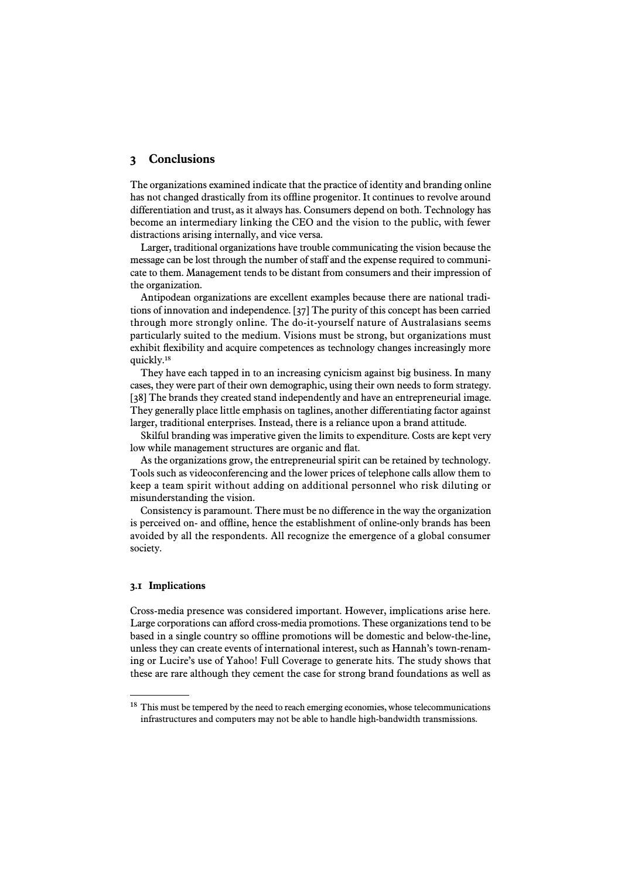## 3 Conclusions

The organizations examined indicate that the practice of identity and branding online has not changed drastically from its offline progenitor. It continues to revolve around differentiation and trust, as it always has. Consumers depend on both. Technology has become an intermediary linking the CEO and the vision to the public, with fewer distractions arising internally, and vice versa.

Larger, traditional organizations have trouble communicating the vision because the message can be lost through the number of staff and the expense required to communicate to them. Management tends to be distant from consumers and their impression of the organization.

Antipodean organizations are excellent examples because there are national traditions of innovation and independence. [37] The purity of this concept has been carried through more strongly online. The do-it-yourself nature of Australasians seems particularly suited to the medium. Visions must be strong, but organizations must exhibit flexibility and acquire competences as technology changes increasingly more quickly.[18]

They have each tapped in to an increasing cynicism against big business. In many cases, they were part of their own demographic, using their own needs to form strategy. [38] The brands they created stand independently and have an entrepreneurial image. They generally place little emphasis on taglines, another differentiating factor against larger, traditional enterprises. Instead, there is a reliance upon a brand attitude.

Skilful branding was imperative given the limits to expenditure. Costs are kept very low while management structures are organic and flat.

As the organizations grow, the entrepreneurial spirit can be retained by technology. Tools such as videoconferencing and the lower prices of telephone calls allow them to keep a team spirit without adding on additional personnel who risk diluting or misunderstanding the vision.

Consistency is paramount. There must be no difference in the way the organization is perceived on- and offline, hence the establishment of online-only brands has been avoided by all the respondents. All recognize the emergence of a global consumer society.

### 3.1 Implications

Cross-media presence was considered important. However, implications arise here. Large corporations can afford cross-media promotions. These organizations tend to be based in a single country so offline promotions will be domestic and below-the-line, unless they can create events of international interest, such as Hannah's town-renaming or Lucire's use of Yahoo! Full Coverage to generate hits. The study shows that these are rare although they cement the case for strong brand foundations as well as

[18] This must be tempered by the need to reach emerging economies, whose telecommunications infrastructures and computers may not be able to handle high-bandwidth transmissions.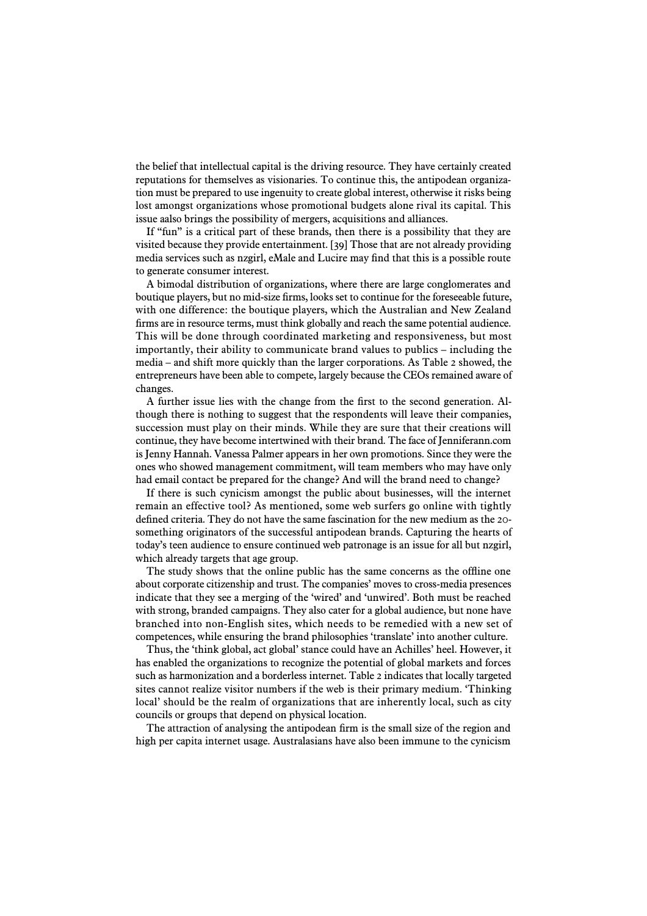the belief that intellectual capital is the driving resource. They have certainly created reputations for themselves as visionaries. To continue this, the antipodean organization must be prepared to use ingenuity to create global interest, otherwise it risks being lost amongst organizations whose promotional budgets alone rival its capital. This issue aalso brings the possibility of mergers, acquisitions and alliances.

If "fun" is a critical part of these brands, then there is a possibility that they are visited because they provide entertainment. [39] Those that are not already providing media services such as nzgirl, eMale and Lucire may find that this is a possible route to generate consumer interest.

A bimodal distribution of organizations, where there are large conglomerates and boutique players, but no mid-size firms, looks set to continue for the foreseeable future, with one difference: the boutique players, which the Australian and New Zealand firms are in resource terms, must think globally and reach the same potential audience. This will be done through coordinated marketing and responsiveness, but most importantly, their ability to communicate brand values to publics – including the media – and shift more quickly than the larger corporations. As Table 2 showed, the entrepreneurs have been able to compete, largely because the CEOs remained aware of changes.

A further issue lies with the change from the first to the second generation. Although there is nothing to suggest that the respondents will leave their companies, succession must play on their minds. While they are sure that their creations will continue, they have become intertwined with their brand. The face of Jenniferann.com is Jenny Hannah. Vanessa Palmer appears in her own promotions. Since they were the ones who showed management commitment, will team members who may have only had email contact be prepared for the change? And will the brand need to change?

If there is such cynicism amongst the public about businesses, will the internet remain an effective tool? As mentioned, some web surfers go online with tightly defined criteria. They do not have the same fascination for the new medium as the 20-something originators of the successful antipodean brands. Capturing the hearts of today's teen audience to ensure continued web patronage is an issue for all but nzgirl, which already targets that age group.

The study shows that the online public has the same concerns as the offline one about corporate citizenship and trust. The companies' moves to cross-media presences indicate that they see a merging of the 'wired' and 'unwired'. Both must be reached with strong, branded campaigns. They also cater for a global audience, but none have branched into non-English sites, which needs to be remedied with a new set of competences, while ensuring the brand philosophies 'translate' into another culture.

Thus, the 'think global, act global' stance could have an Achilles' heel. However, it has enabled the organizations to recognize the potential of global markets and forces such as harmonization and a borderless internet. Table 2 indicates that locally targeted sites cannot realize visitor numbers if the web is their primary medium. 'Thinking local' should be the realm of organizations that are inherently local, such as city councils or groups that depend on physical location.

The attraction of analysing the antipodean firm is the small size of the region and high per capita internet usage. Australasians have also been immune to the cynicism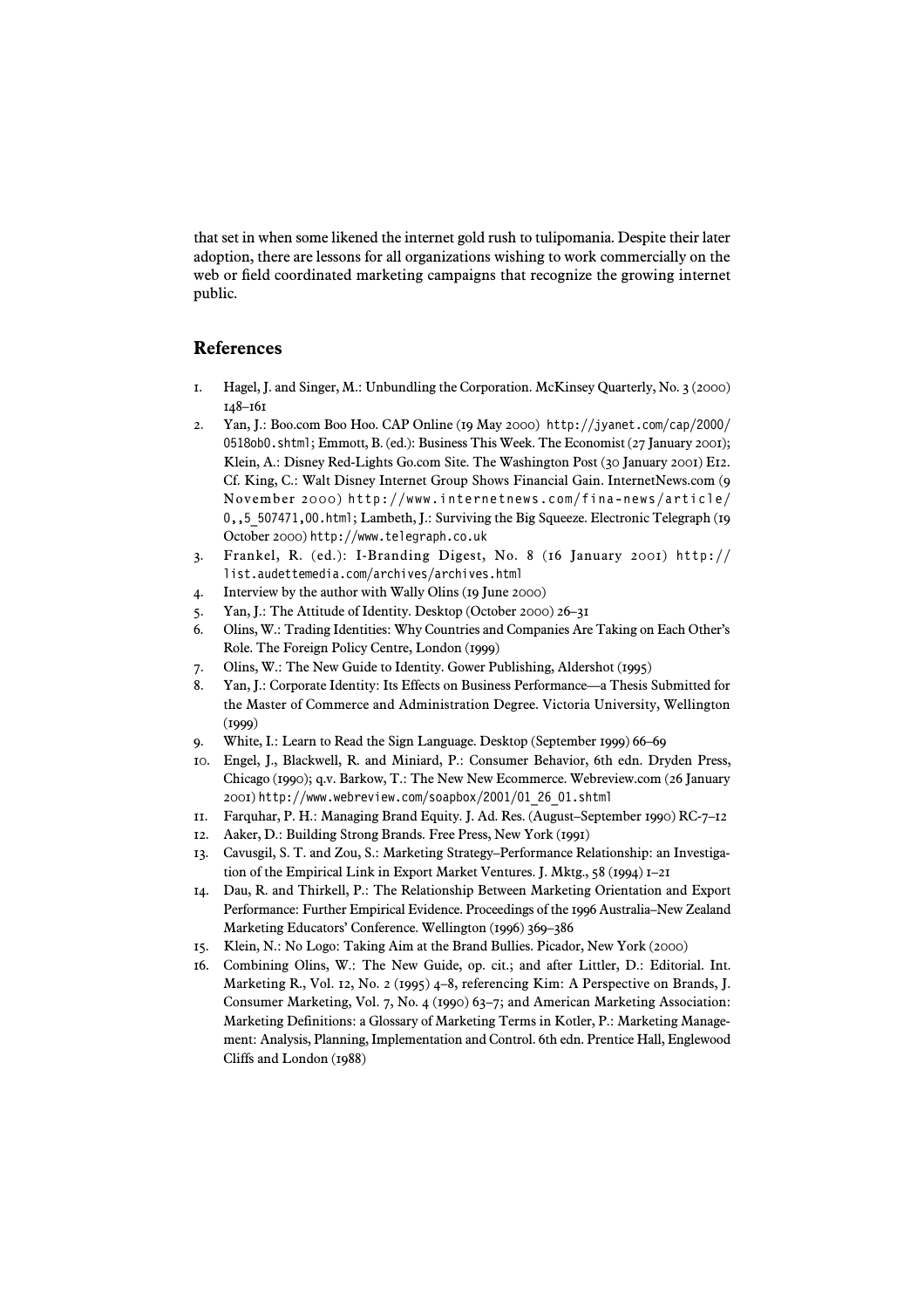that set in when some likened the internet gold rush to tulipomania. Despite their later adoption, there are lessons for all organizations wishing to work commercially on the web or field coordinated marketing campaigns that recognize the growing internet public.

## References

1. Hagel, J. and Singer, M.: Unbundling the Corporation. McKinsey Quarterly, No. 3 (2000) 148–161
2. Yan, J.: Boo.com Boo Hoo. CAP Online (19 May 2000) http://jyanet.com/cap/2000/0518ob0.shtml; Emmott, B. (ed.): Business This Week. The Economist (27 January 2001); Klein, A.: Disney Red-Lights Go.com Site. The Washington Post (30 January 2001) E12. Cf. King, C.: Walt Disney Internet Group Shows Financial Gain. InternetNews.com (9 November 2000) http://www.internetnews.com/fina-news/article/0,,5_507471,00.html; Lambeth, J.: Surviving the Big Squeeze. Electronic Telegraph (19 October 2000) http://www.telegraph.co.uk
3. Frankel, R. (ed.): I-Branding Digest, No. 8 (16 January 2001) http://list.audettemedia.com/archives/archives.html
4. Interview by the author with Wally Olins (19 June 2000)
5. Yan, J.: The Attitude of Identity. Desktop (October 2000) 26–31
6. Olins, W.: Trading Identities: Why Countries and Companies Are Taking on Each Other's Role. The Foreign Policy Centre, London (1999)
7. Olins, W.: The New Guide to Identity. Gower Publishing, Aldershot (1995)
8. Yan, J.: Corporate Identity: Its Effects on Business Performance—a Thesis Submitted for the Master of Commerce and Administration Degree. Victoria University, Wellington (1999)
9. White, I.: Learn to Read the Sign Language. Desktop (September 1999) 66–69
10. Engel, J., Blackwell, R. and Miniard, P.: Consumer Behavior, 6th edn. Dryden Press, Chicago (1990); q.v. Barkow, T.: The New New Ecommerce. Webreview.com (26 January 2001) http://www.webreview.com/soapbox/2001/01_26_01.shtml
11. Farquhar, P. H.: Managing Brand Equity. J. Ad. Res. (August–September 1990) RC-7–12
12. Aaker, D.: Building Strong Brands. Free Press, New York (1991)
13. Cavusgil, S. T. and Zou, S.: Marketing Strategy–Performance Relationship: an Investigation of the Empirical Link in Export Market Ventures. J. Mktg., 58 (1994) 1–21
14. Dau, R. and Thirkell, P.: The Relationship Between Marketing Orientation and Export Performance: Further Empirical Evidence. Proceedings of the 1996 Australia–New Zealand Marketing Educators' Conference. Wellington (1996) 369–386
15. Klein, N.: No Logo: Taking Aim at the Brand Bullies. Picador, New York (2000)
16. Combining Olins, W.: The New Guide, op. cit.; and after Littler, D.: Editorial. Int. Marketing R., Vol. 12, No. 2 (1995) 4–8, referencing Kim: A Perspective on Brands, J. Consumer Marketing, Vol. 7, No. 4 (1990) 63–7; and American Marketing Association: Marketing Definitions: a Glossary of Marketing Terms in Kotler, P.: Marketing Management: Analysis, Planning, Implementation and Control. 6th edn. Prentice Hall, Englewood Cliffs and London (1988)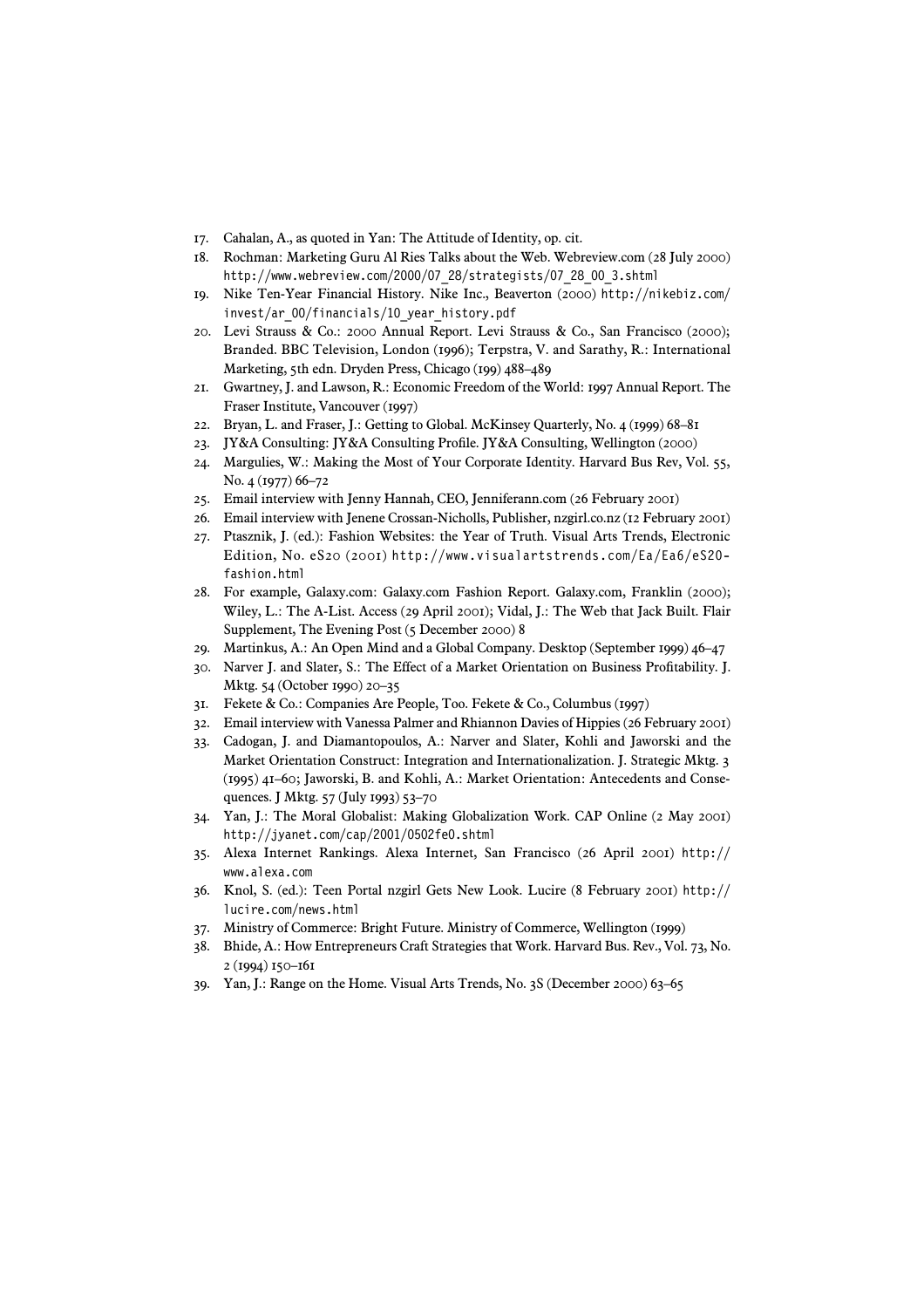17. Cahalan, A., as quoted in Yan: The Attitude of Identity, op. cit.
18. Rochman: Marketing Guru Al Ries Talks about the Web. Webreview.com (28 July 2000) http://www.webreview.com/2000/07_28/strategists/07_28_00_3.shtml
19. Nike Ten-Year Financial History. Nike Inc., Beaverton (2000) http://nikebiz.com/invest/ar_00/financials/10_year_history.pdf
20. Levi Strauss & Co.: 2000 Annual Report. Levi Strauss & Co., San Francisco (2000); Branded. BBC Television, London (1996); Terpstra, V. and Sarathy, R.: International Marketing, 5th edn. Dryden Press, Chicago (199) 488–489
21. Gwartney, J. and Lawson, R.: Economic Freedom of the World: 1997 Annual Report. The Fraser Institute, Vancouver (1997)
22. Bryan, L. and Fraser, J.: Getting to Global. McKinsey Quarterly, No. 4 (1999) 68–81
23. JY&A Consulting: JY&A Consulting Profile. JY&A Consulting, Wellington (2000)
24. Margulies, W.: Making the Most of Your Corporate Identity. Harvard Bus Rev, Vol. 55, No. 4 (1977) 66–72
25. Email interview with Jenny Hannah, CEO, Jenniferann.com (26 February 2001)
26. Email interview with Jenene Crossan-Nicholls, Publisher, nzgirl.co.nz (12 February 2001)
27. Ptasznik, J. (ed.): Fashion Websites: the Year of Truth. Visual Arts Trends, Electronic Edition, No. eS20 (2001) http://www.visualartstrends.com/Ea/Ea6/eS20-fashion.html
28. For example, Galaxy.com: Galaxy.com Fashion Report. Galaxy.com, Franklin (2000); Wiley, L.: The A-List. Access (29 April 2001); Vidal, J.: The Web that Jack Built. Flair Supplement, The Evening Post (5 December 2000) 8
29. Martinkus, A.: An Open Mind and a Global Company. Desktop (September 1999) 46–47
30. Narver J. and Slater, S.: The Effect of a Market Orientation on Business Profitability. J. Mktg. 54 (October 1990) 20–35
31. Fekete & Co.: Companies Are People, Too. Fekete & Co., Columbus (1997)
32. Email interview with Vanessa Palmer and Rhiannon Davies of Hippies (26 February 2001)
33. Cadogan, J. and Diamantopoulos, A.: Narver and Slater, Kohli and Jaworski and the Market Orientation Construct: Integration and Internationalization. J. Strategic Mktg. 3 (1995) 41–60; Jaworski, B. and Kohli, A.: Market Orientation: Antecedents and Consequences. J Mktg. 57 (July 1993) 53–70
34. Yan, J.: The Moral Globalist: Making Globalization Work. CAP Online (2 May 2001) http://jyanet.com/cap/2001/0502fe0.shtml
35. Alexa Internet Rankings. Alexa Internet, San Francisco (26 April 2001) http://www.alexa.com
36. Knol, S. (ed.): Teen Portal nzgirl Gets New Look. Lucire (8 February 2001) http://lucire.com/news.html
37. Ministry of Commerce: Bright Future. Ministry of Commerce, Wellington (1999)
38. Bhide, A.: How Entrepreneurs Craft Strategies that Work. Harvard Bus. Rev., Vol. 73, No. 2 (1994) 150–161
39. Yan, J.: Range on the Home. Visual Arts Trends, No. 3S (December 2000) 63–65